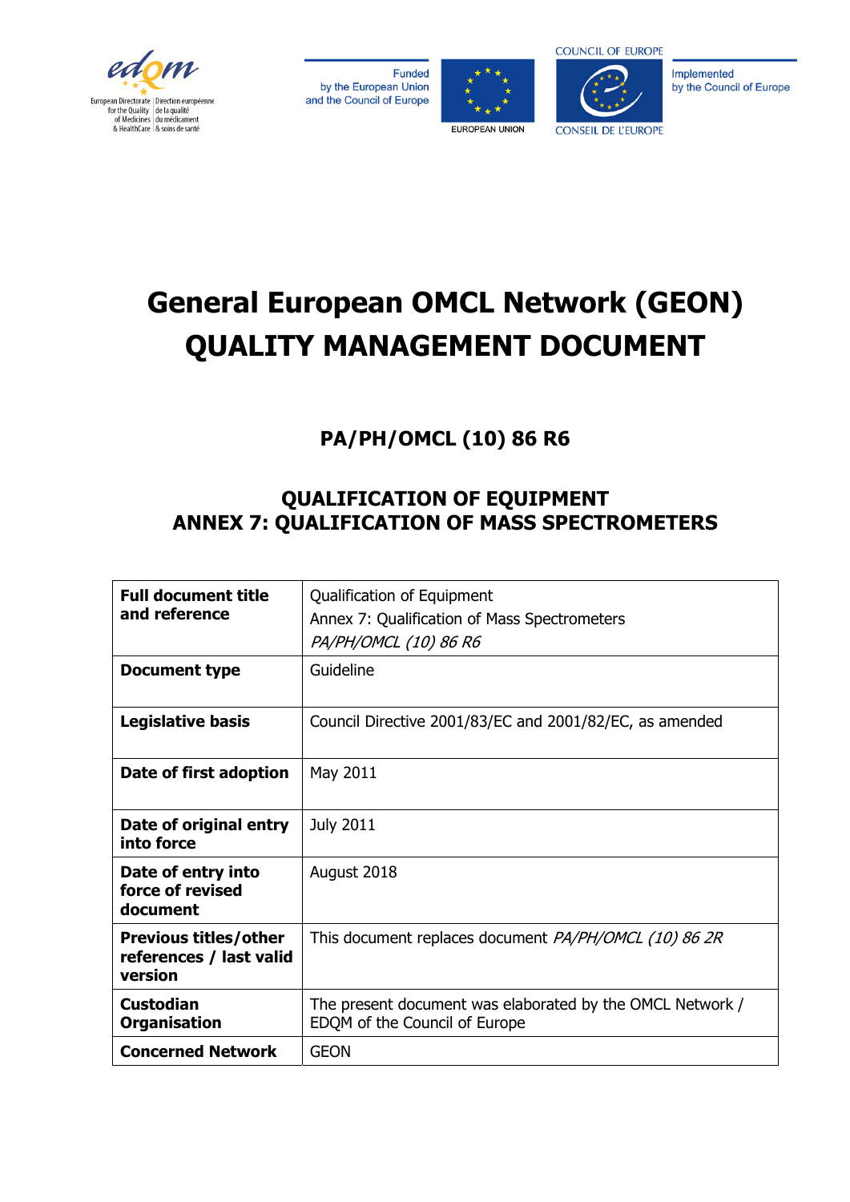# General European OMCL Network (GEON)
# QUALITY MANAGEMENT DOCUMENT

## PA/PH/OMCL (10) 86 R6

## QUALIFICATION OF EQUIPMENT
## ANNEX 7: QUALIFICATION OF MASS SPECTROMETERS

| **Full document title and reference** | Qualification of Equipment<br>Annex 7: Qualification of Mass Spectrometers<br>*PA/PH/OMCL (10) 86 R6* |
|---|---|
| **Document type** | Guideline |
| **Legislative basis** | Council Directive 2001/83/EC and 2001/82/EC, as amended |
| **Date of first adoption** | May 2011 |
| **Date of original entry into force** | July 2011 |
| **Date of entry into force of revised document** | August 2018 |
| **Previous titles/other references / last valid version** | This document replaces document *PA/PH/OMCL (10) 86 2R* |
| **Custodian Organisation** | The present document was elaborated by the OMCL Network / EDQM of the Council of Europe |
| **Concerned Network** | GEON |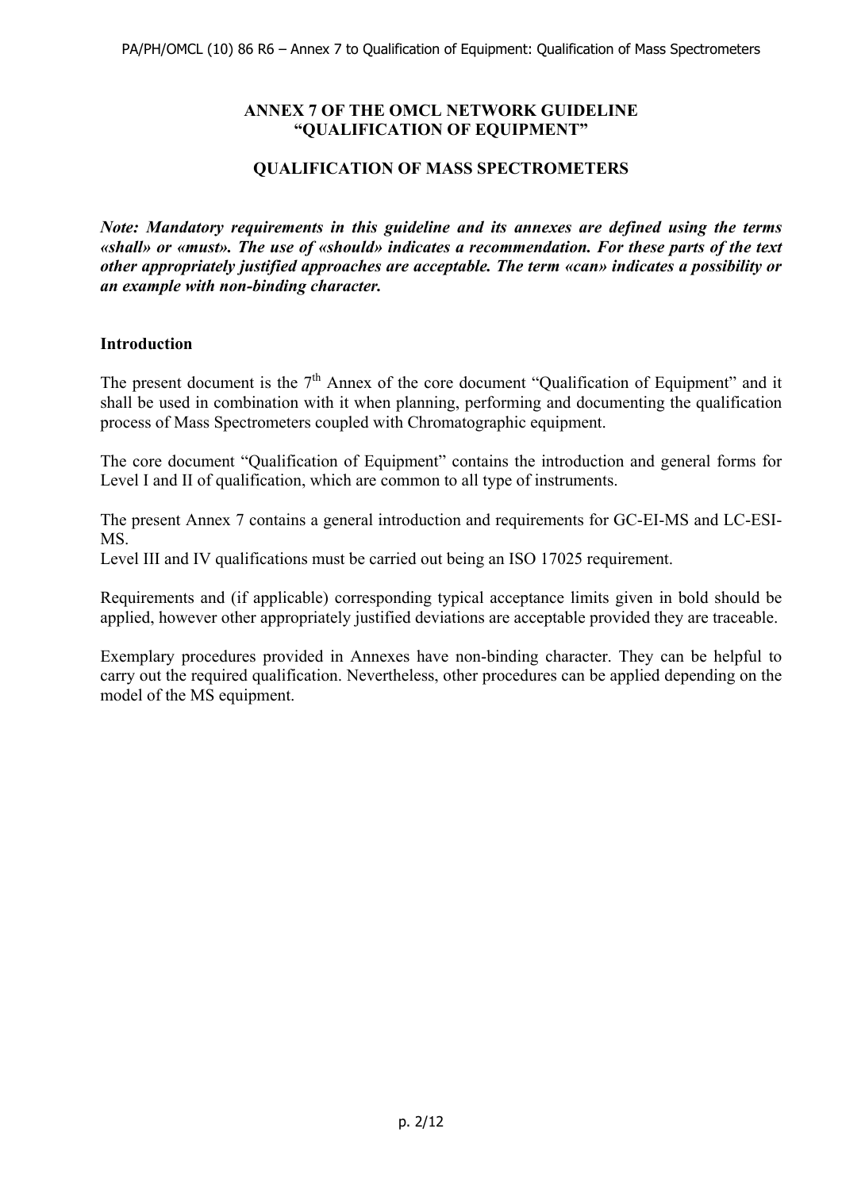# ANNEX 7 OF THE OMCL NETWORK GUIDELINE "QUALIFICATION OF EQUIPMENT"

## QUALIFICATION OF MASS SPECTROMETERS

***Note: Mandatory requirements in this guideline and its annexes are defined using the terms «shall» or «must». The use of «should» indicates a recommendation. For these parts of the text other appropriately justified approaches are acceptable. The term «can» indicates a possibility or an example with non-binding character.***

**Introduction**

The present document is the 7th Annex of the core document "Qualification of Equipment" and it shall be used in combination with it when planning, performing and documenting the qualification process of Mass Spectrometers coupled with Chromatographic equipment.

The core document "Qualification of Equipment" contains the introduction and general forms for Level I and II of qualification, which are common to all type of instruments.

The present Annex 7 contains a general introduction and requirements for GC-EI-MS and LC-ESI-MS.
Level III and IV qualifications must be carried out being an ISO 17025 requirement.

Requirements and (if applicable) corresponding typical acceptance limits given in bold should be applied, however other appropriately justified deviations are acceptable provided they are traceable.

Exemplary procedures provided in Annexes have non-binding character. They can be helpful to carry out the required qualification. Nevertheless, other procedures can be applied depending on the model of the MS equipment.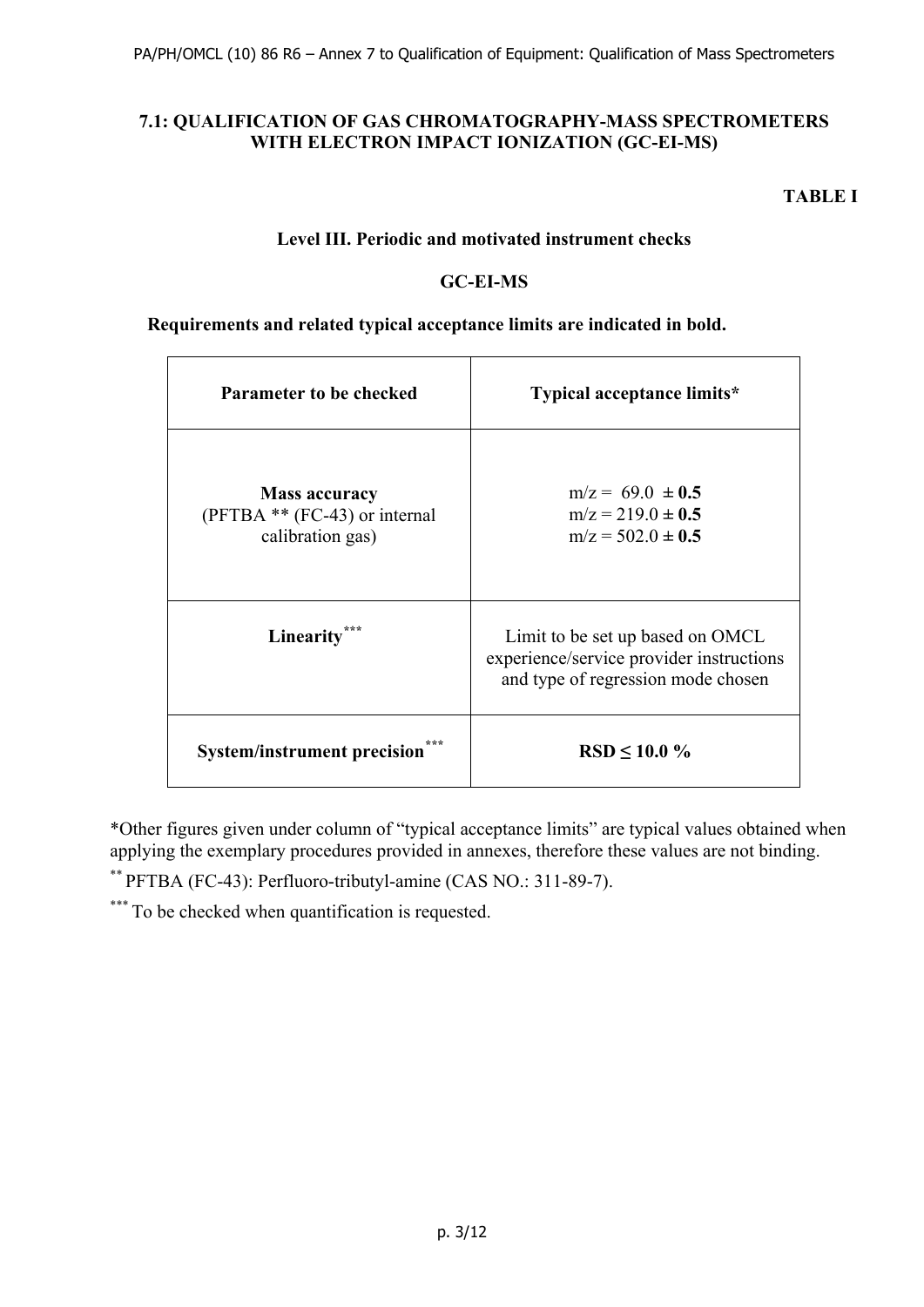## 7.1: QUALIFICATION OF GAS CHROMATOGRAPHY-MASS SPECTROMETERS WITH ELECTRON IMPACT IONIZATION (GC-EI-MS)

**TABLE I**

### Level III. Periodic and motivated instrument checks

### GC-EI-MS

**Requirements and related typical acceptance limits are indicated in bold.**

| Parameter to be checked | Typical acceptance limits* |
|---|---|
| **Mass accuracy** (PFTBA ** (FC-43) or internal calibration gas) | m/z = 69.0 **± 0.5**<br>m/z = 219.0 **± 0.5**<br>m/z = 502.0 **± 0.5** |
| **Linearity*** | Limit to be set up based on OMCL experience/service provider instructions and type of regression mode chosen |
| **System/instrument precision*** | **RSD ≤ 10.0 %** |

*Other figures given under column of "typical acceptance limits" are typical values obtained when applying the exemplary procedures provided in annexes, therefore these values are not binding.

** PFTBA (FC-43): Perfluoro-tributyl-amine (CAS NO.: 311-89-7).

*** To be checked when quantification is requested.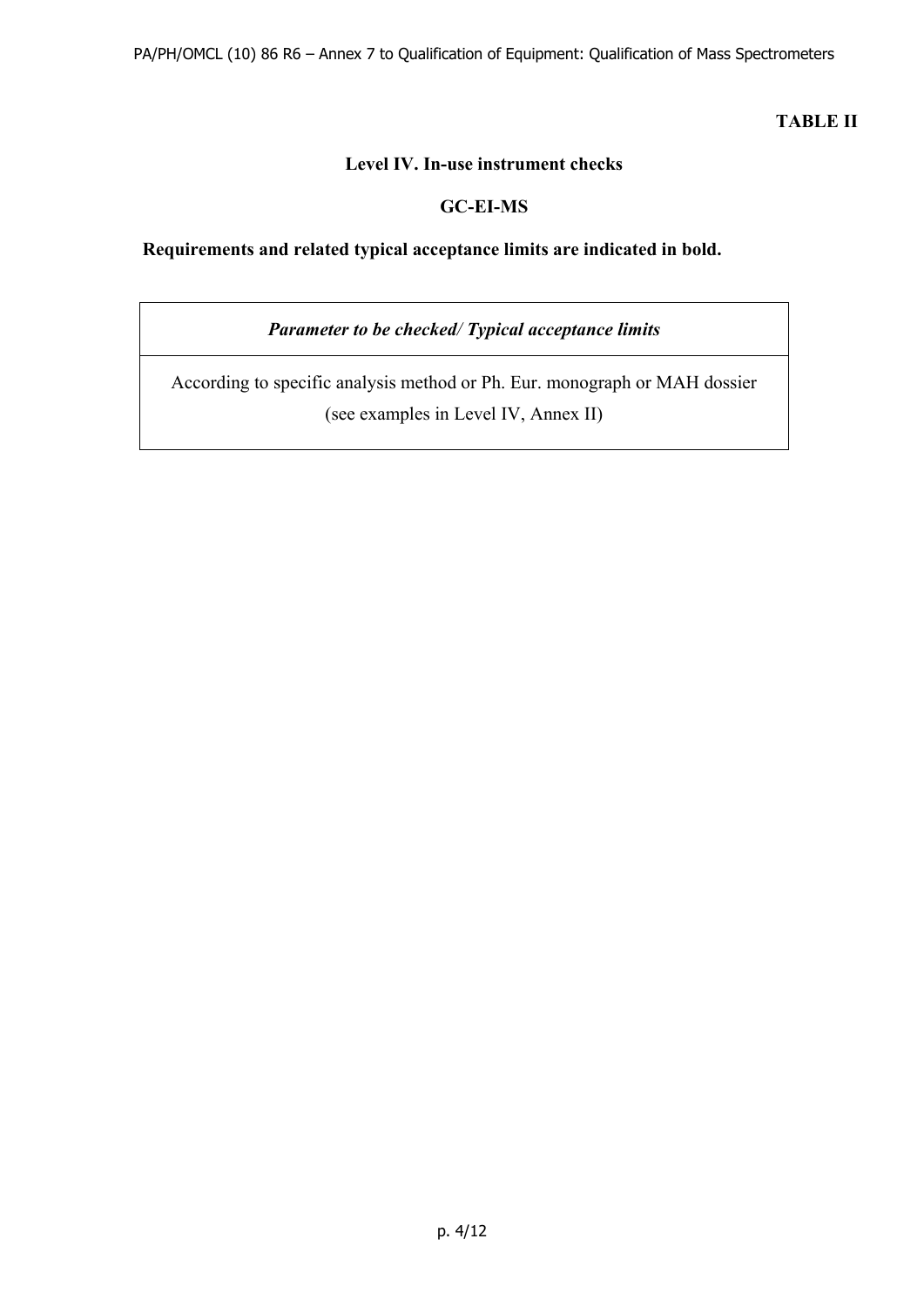**TABLE II**

**Level IV. In-use instrument checks**

**GC-EI-MS**

**Requirements and related typical acceptance limits are indicated in bold.**

| ***Parameter to be checked/ Typical acceptance limits*** |
| --- |
| According to specific analysis method or Ph. Eur. monograph or MAH dossier (see examples in Level IV, Annex II) |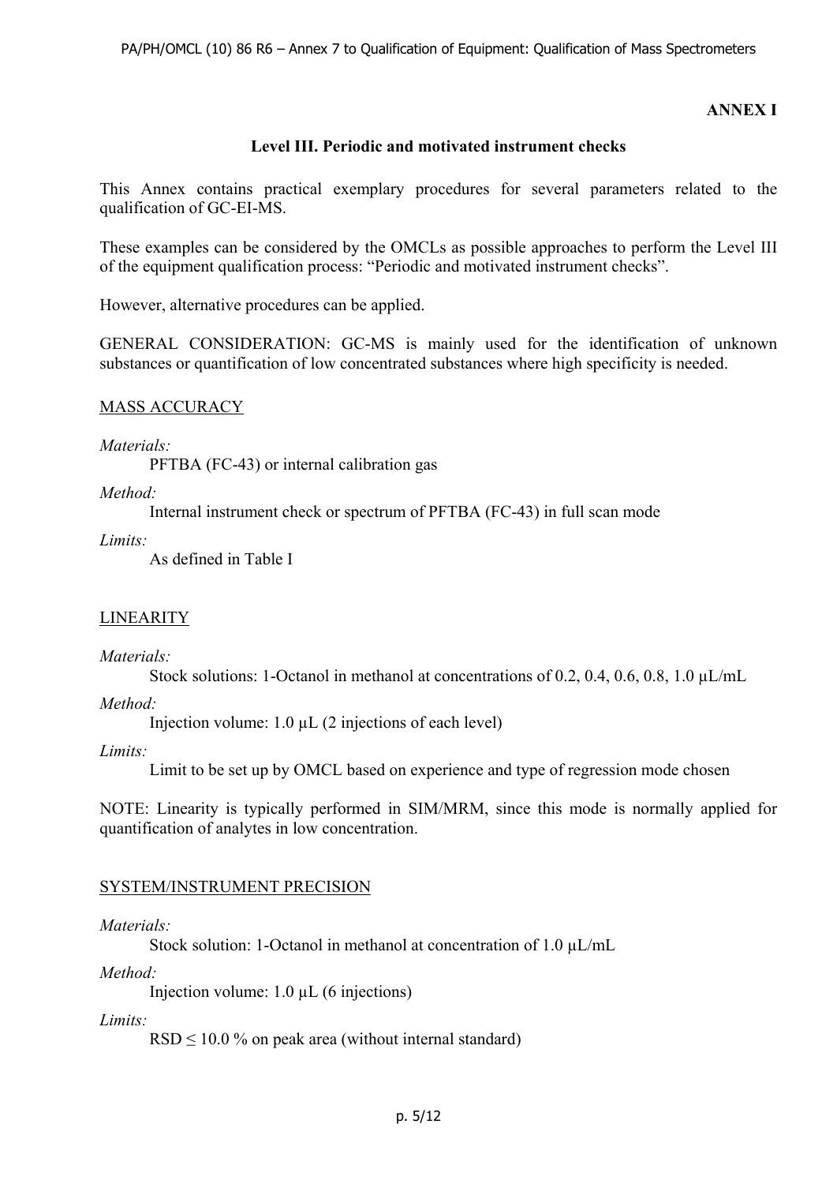**ANNEX I**

## Level III. Periodic and motivated instrument checks

This Annex contains practical exemplary procedures for several parameters related to the qualification of GC-EI-MS.

These examples can be considered by the OMCLs as possible approaches to perform the Level III of the equipment qualification process: "Periodic and motivated instrument checks".

However, alternative procedures can be applied.

GENERAL CONSIDERATION: GC-MS is mainly used for the identification of unknown substances or quantification of low concentrated substances where high specificity is needed.

### MASS ACCURACY

*Materials:*

PFTBA (FC-43) or internal calibration gas

*Method:*

Internal instrument check or spectrum of PFTBA (FC-43) in full scan mode

*Limits:*

As defined in Table I

### LINEARITY

*Materials:*

Stock solutions: 1-Octanol in methanol at concentrations of 0.2, 0.4, 0.6, 0.8, 1.0 µL/mL

*Method:*

Injection volume: 1.0 µL (2 injections of each level)

*Limits:*

Limit to be set up by OMCL based on experience and type of regression mode chosen

NOTE: Linearity is typically performed in SIM/MRM, since this mode is normally applied for quantification of analytes in low concentration.

### SYSTEM/INSTRUMENT PRECISION

*Materials:*

Stock solution: 1-Octanol in methanol at concentration of 1.0 µL/mL

*Method:*

Injection volume: 1.0 µL (6 injections)

*Limits:*

RSD $\leq$ 10.0 % on peak area (without internal standard)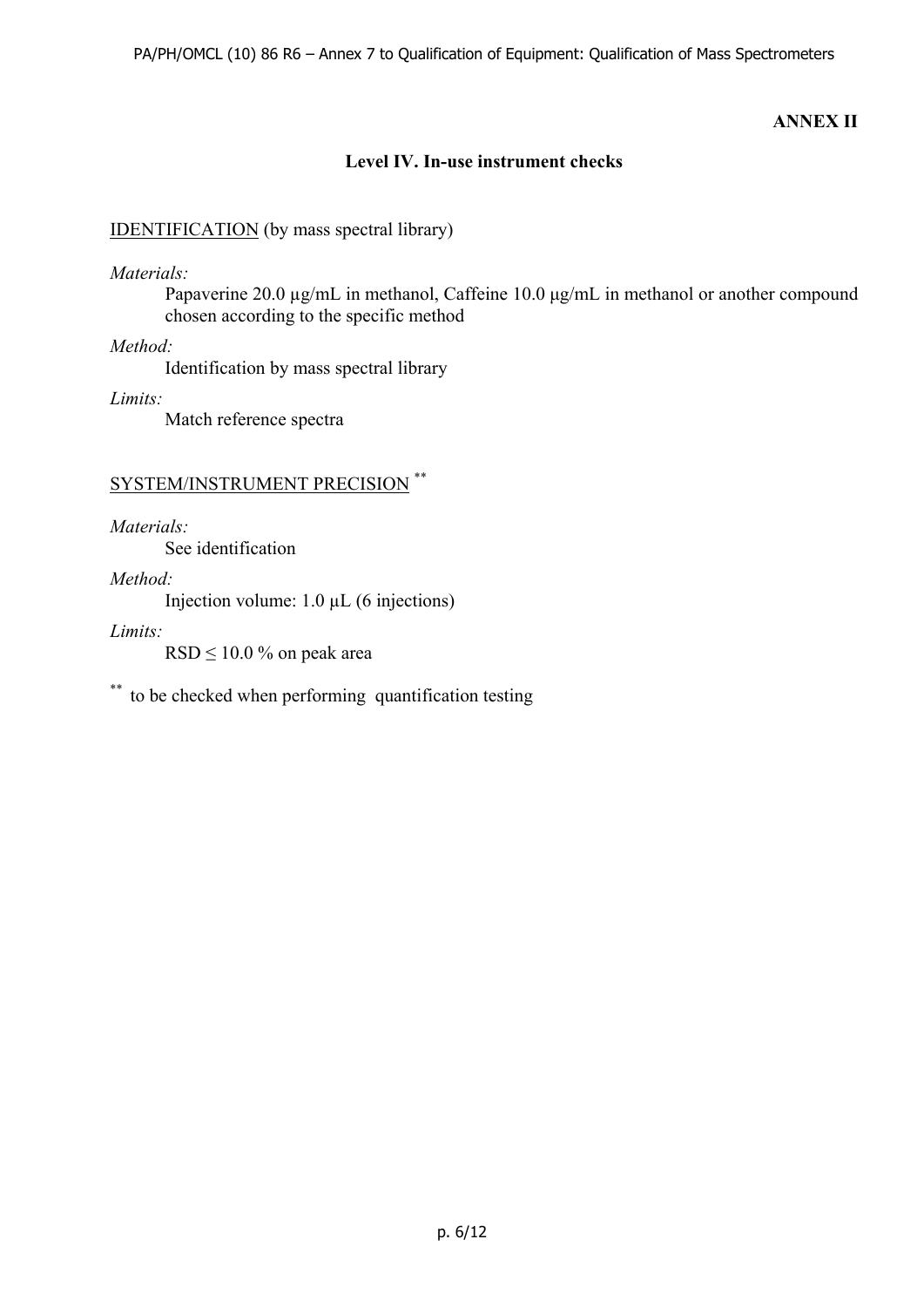**ANNEX II**

## Level IV. In-use instrument checks

IDENTIFICATION (by mass spectral library)

*Materials:*

Papaverine 20.0 µg/mL in methanol, Caffeine 10.0 µg/mL in methanol or another compound chosen according to the specific method

*Method:*

Identification by mass spectral library

*Limits:*

Match reference spectra

SYSTEM/INSTRUMENT PRECISION **

*Materials:*

See identification

*Method:*

Injection volume: 1.0 µL (6 injections)

*Limits:*

RSD ≤ 10.0 % on peak area

** to be checked when performing quantification testing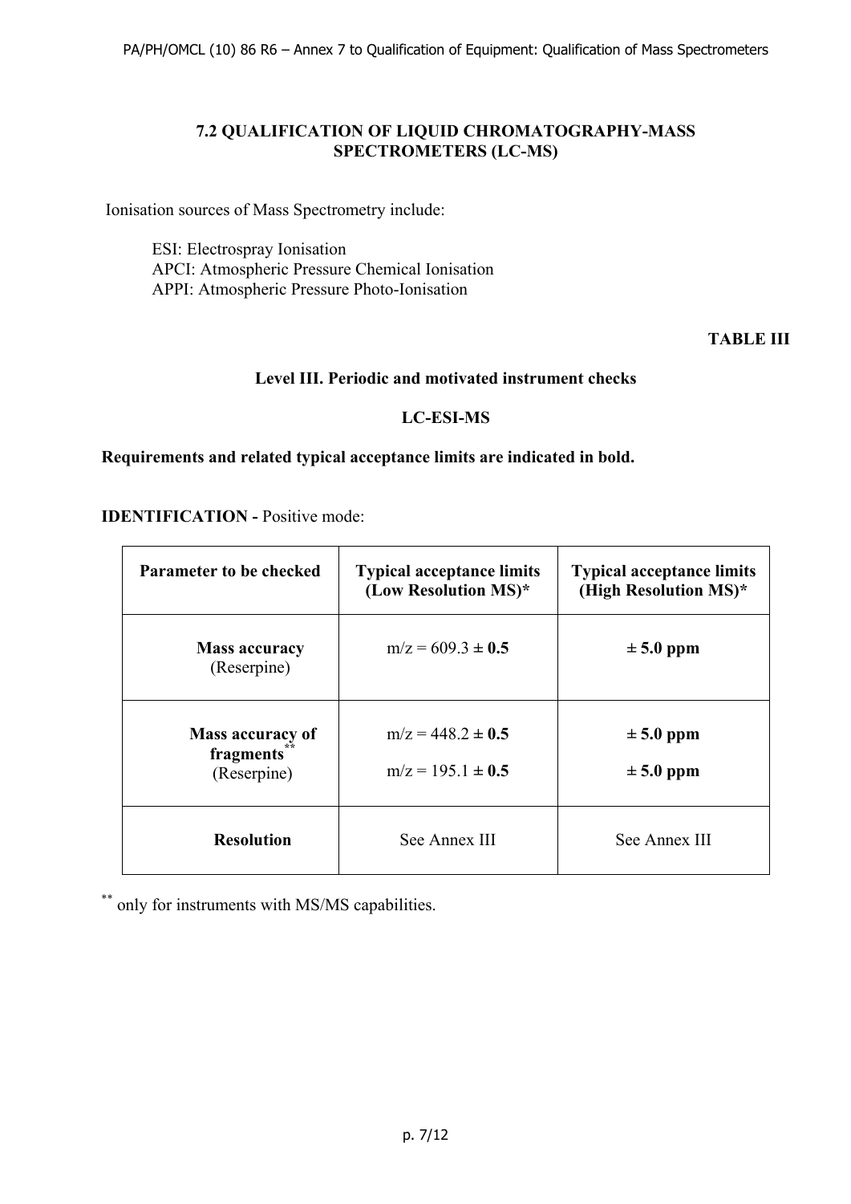## 7.2 QUALIFICATION OF LIQUID CHROMATOGRAPHY-MASS SPECTROMETERS (LC-MS)

Ionisation sources of Mass Spectrometry include:

ESI: Electrospray Ionisation
APCI: Atmospheric Pressure Chemical Ionisation
APPI: Atmospheric Pressure Photo-Ionisation

**TABLE III**

**Level III. Periodic and motivated instrument checks**

**LC-ESI-MS**

**Requirements and related typical acceptance limits are indicated in bold.**

**IDENTIFICATION -** Positive mode:

| Parameter to be checked | Typical acceptance limits (Low Resolution MS)* | Typical acceptance limits (High Resolution MS)* |
|---|---|---|
| **Mass accuracy** (Reserpine) | m/z = 609.3 **± 0.5** | **± 5.0 ppm** |
| **Mass accuracy of fragments**[**] (Reserpine) | m/z = 448.2 **± 0.5**<br>m/z = 195.1 **± 0.5** | **± 5.0 ppm**<br>**± 5.0 ppm** |
| **Resolution** | See Annex III | See Annex III |

[**] only for instruments with MS/MS capabilities.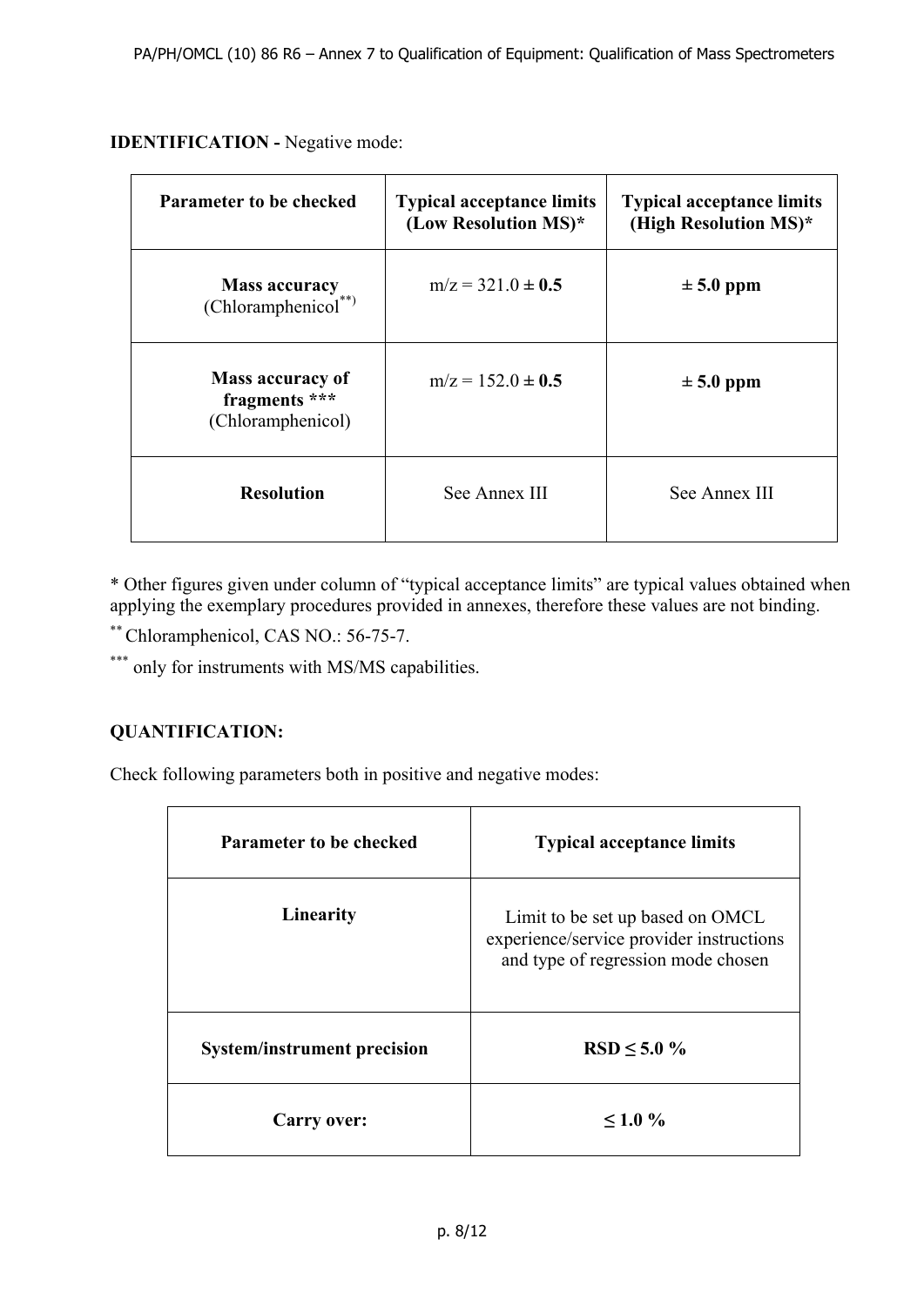**IDENTIFICATION -** Negative mode:

| Parameter to be checked | Typical acceptance limits (Low Resolution MS)* | Typical acceptance limits (High Resolution MS)* |
| --- | --- | --- |
| **Mass accuracy** (Chloramphenicol[**]) | m/z = 321.0 ± **0.5** | **± 5.0 ppm** |
| **Mass accuracy of fragments \*\*\*** (Chloramphenicol) | m/z = 152.0 ± **0.5** | **± 5.0 ppm** |
| **Resolution** | See Annex III | See Annex III |

\* Other figures given under column of "typical acceptance limits" are typical values obtained when applying the exemplary procedures provided in annexes, therefore these values are not binding.

[**] Chloramphenicol, CAS NO.: 56-75-7.

[***] only for instruments with MS/MS capabilities.

**QUANTIFICATION:**

Check following parameters both in positive and negative modes:

| Parameter to be checked | Typical acceptance limits |
| --- | --- |
| **Linearity** | Limit to be set up based on OMCL experience/service provider instructions and type of regression mode chosen |
| **System/instrument precision** | **RSD ≤ 5.0 %** |
| **Carry over:** | **≤ 1.0 %** |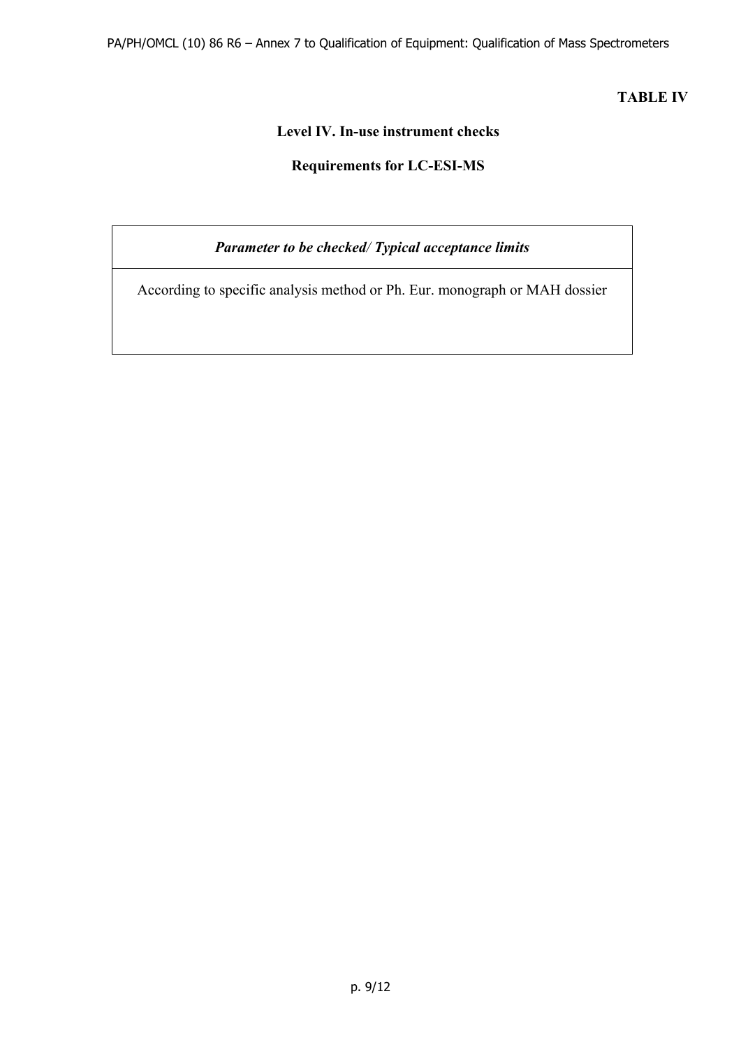**TABLE IV**

**Level IV. In-use instrument checks**

**Requirements for LC-ESI-MS**

| ***Parameter to be checked/ Typical acceptance limits*** |
| --- |
| According to specific analysis method or Ph. Eur. monograph or MAH dossier |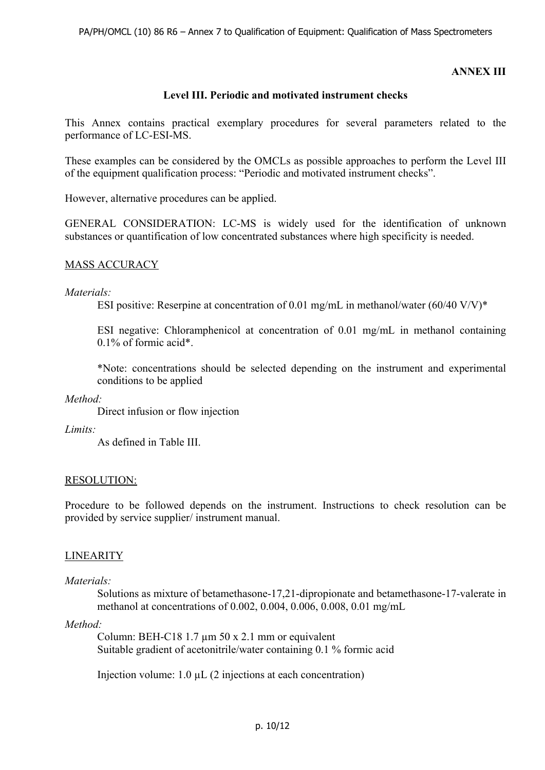**ANNEX III**

**Level III. Periodic and motivated instrument checks**

This Annex contains practical exemplary procedures for several parameters related to the performance of LC-ESI-MS.

These examples can be considered by the OMCLs as possible approaches to perform the Level III of the equipment qualification process: "Periodic and motivated instrument checks".

However, alternative procedures can be applied.

GENERAL CONSIDERATION: LC-MS is widely used for the identification of unknown substances or quantification of low concentrated substances where high specificity is needed.

<u>MASS ACCURACY</u>

*Materials:*

ESI positive: Reserpine at concentration of 0.01 mg/mL in methanol/water (60/40 V/V)*

ESI negative: Chloramphenicol at concentration of 0.01 mg/mL in methanol containing 0.1% of formic acid*.

*Note: concentrations should be selected depending on the instrument and experimental conditions to be applied

*Method:*

Direct infusion or flow injection

*Limits:*

As defined in Table III.

<u>RESOLUTION:</u>

Procedure to be followed depends on the instrument. Instructions to check resolution can be provided by service supplier/ instrument manual.

<u>LINEARITY</u>

*Materials:*

Solutions as mixture of betamethasone-17,21-dipropionate and betamethasone-17-valerate in methanol at concentrations of 0.002, 0.004, 0.006, 0.008, 0.01 mg/mL

*Method:*

Column: BEH-C18 1.7 µm 50 x 2.1 mm or equivalent
Suitable gradient of acetonitrile/water containing 0.1 % formic acid

Injection volume: 1.0 µL (2 injections at each concentration)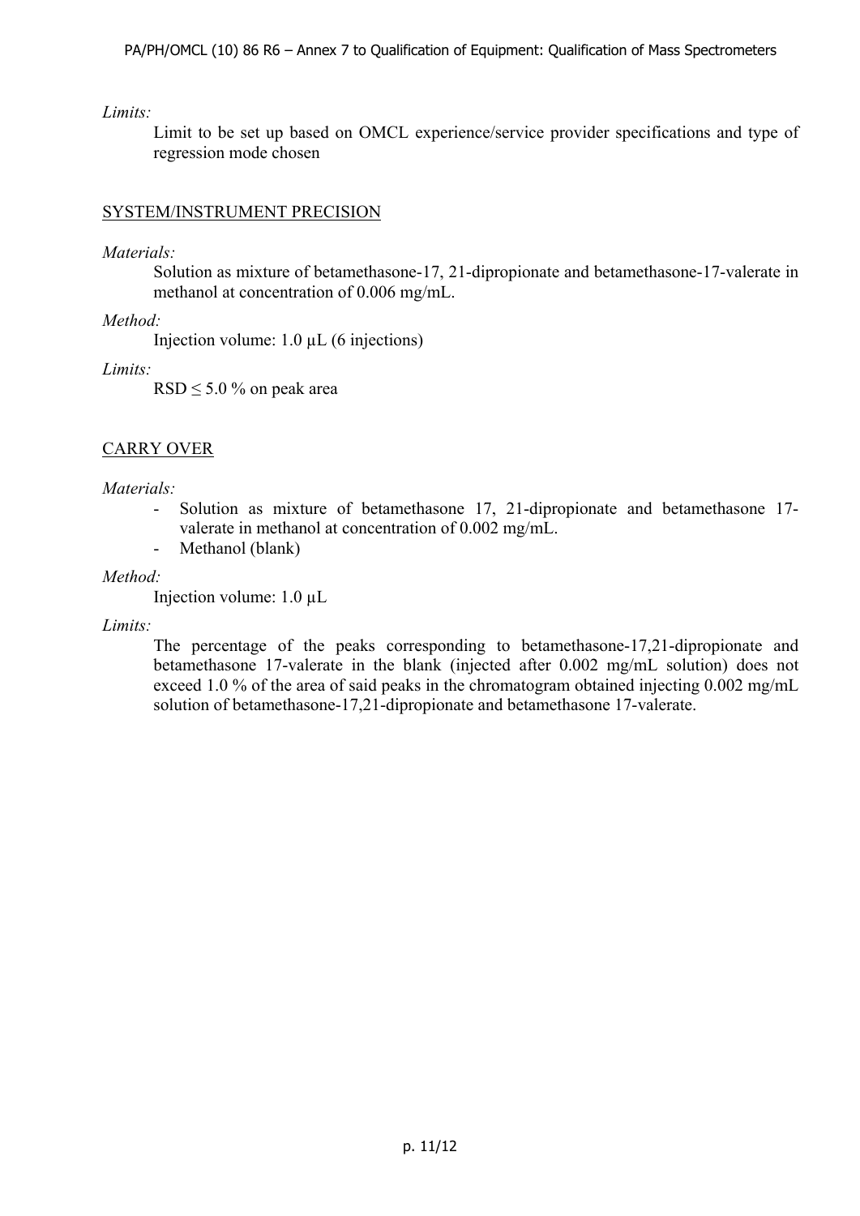*Limits:*

Limit to be set up based on OMCL experience/service provider specifications and type of regression mode chosen

<u>SYSTEM/INSTRUMENT PRECISION</u>

*Materials:*

Solution as mixture of betamethasone-17, 21-dipropionate and betamethasone-17-valerate in methanol at concentration of 0.006 mg/mL.

*Method:*

Injection volume: 1.0 µL (6 injections)

*Limits:*

RSD ≤ 5.0 % on peak area

<u>CARRY OVER</u>

*Materials:*

- Solution as mixture of betamethasone 17, 21-dipropionate and betamethasone 17-valerate in methanol at concentration of 0.002 mg/mL.
- Methanol (blank)

*Method:*

Injection volume: 1.0 µL

*Limits:*

The percentage of the peaks corresponding to betamethasone-17,21-dipropionate and betamethasone 17-valerate in the blank (injected after 0.002 mg/mL solution) does not exceed 1.0 % of the area of said peaks in the chromatogram obtained injecting 0.002 mg/mL solution of betamethasone-17,21-dipropionate and betamethasone 17-valerate.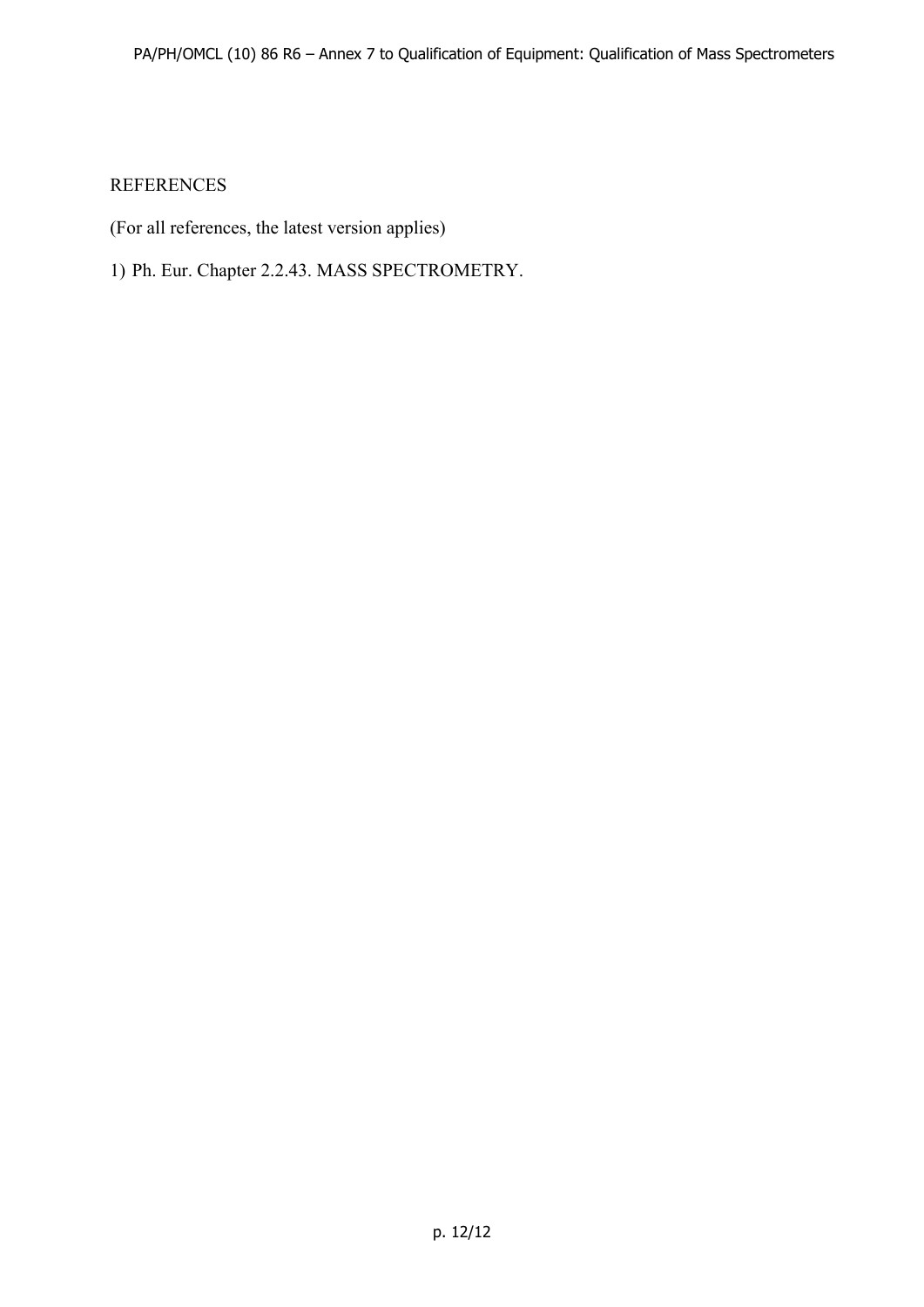## REFERENCES

(For all references, the latest version applies)

1) Ph. Eur. Chapter 2.2.43. MASS SPECTROMETRY.